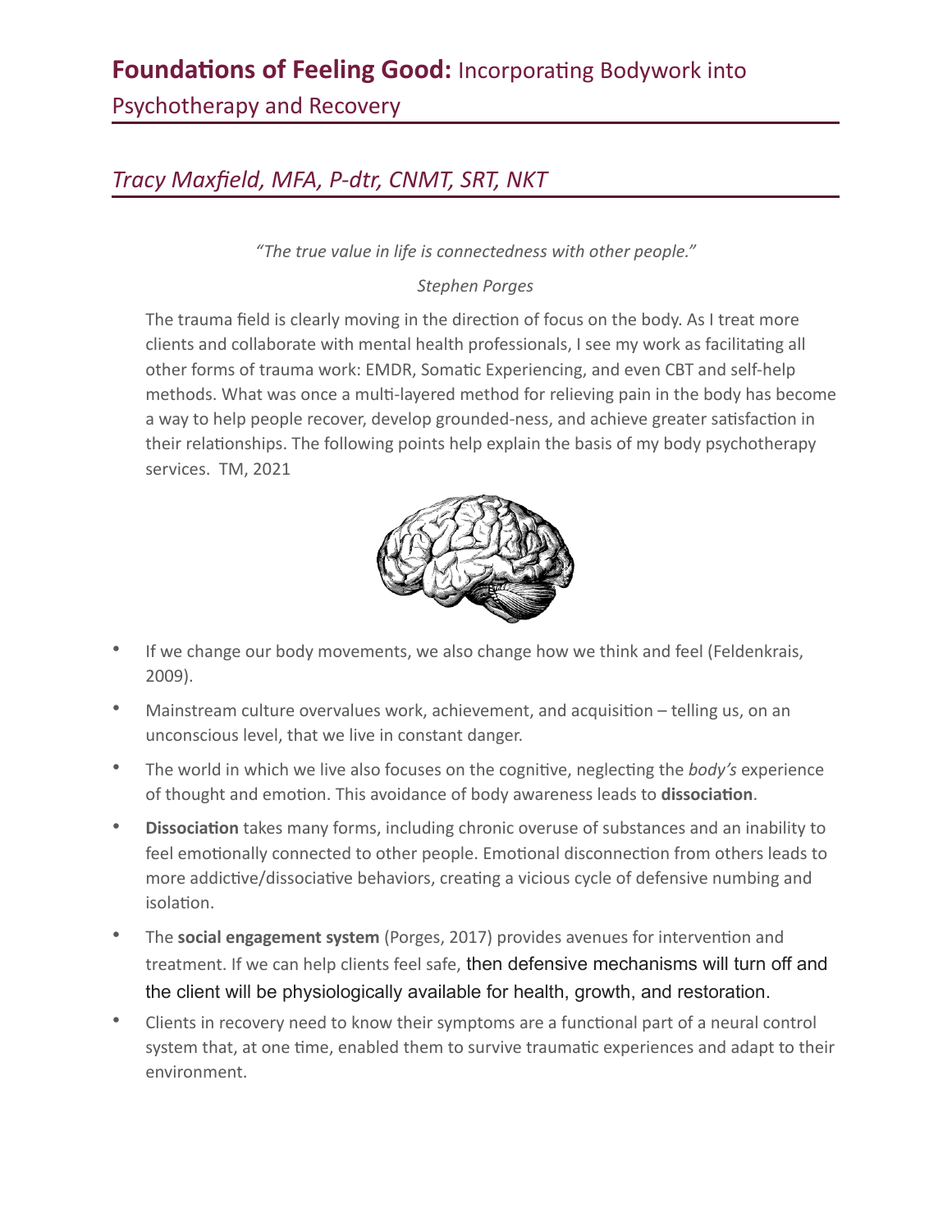# **Foundations of Feeling Good:** Incorporating Bodywork into Psychotherapy and Recovery

## *Tracy Maxfield, MFA, P-dtr, CNMT, SRT, NKT*

*"The true value in life is connectedness with other people."*

*Stephen Porges*

The trauma field is clearly moving in the direction of focus on the body. As I treat more clients and collaborate with mental health professionals, I see my work as facilitating all other forms of trauma work: EMDR, Somatic Experiencing, and even CBT and self-help methods. What was once a multi-layered method for relieving pain in the body has become a way to help people recover, develop grounded-ness, and achieve greater satisfaction in their relationships. The following points help explain the basis of my body psychotherapy services. TM, 2021

- If we change our body movements, we also change how we think and feel (Feldenkrais, 2009).
- Mainstream culture overvalues work, achievement, and acquisition – telling us, on an unconscious level, that we live in constant danger.
- The world in which we live also focuses on the cognitive, neglecting the *body's* experience of thought and emotion. This avoidance of body awareness leads to **dissociation**.
- **Dissociation** takes many forms, including chronic overuse of substances and an inability to feel emotionally connected to other people. Emotional disconnection from others leads to more addictive/dissociative behaviors, creating a vicious cycle of defensive numbing and isolation.
- The **social engagement system** (Porges, 2017) provides avenues for intervention and treatment. If we can help clients feel safe, then defensive mechanisms will turn off and the client will be physiologically available for health, growth, and restoration.
- Clients in recovery need to know their symptoms are a functional part of a neural control system that, at one time, enabled them to survive traumatic experiences and adapt to their environment.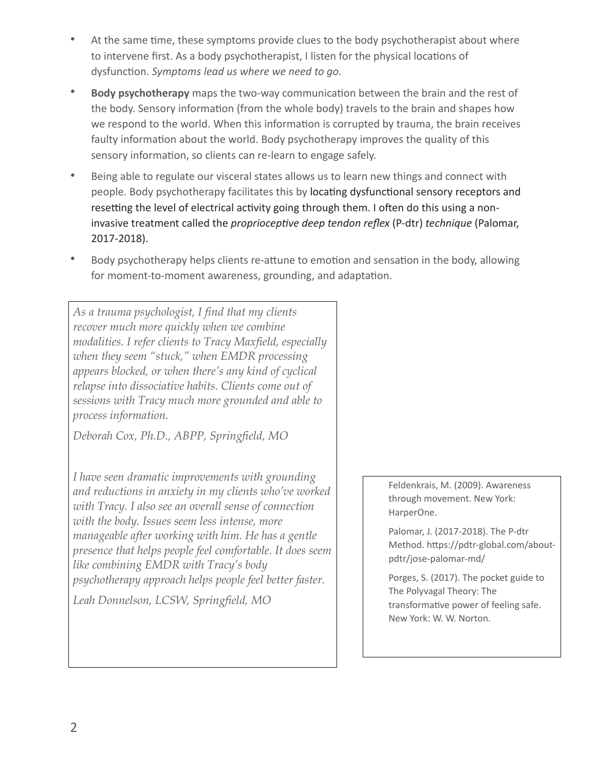- At the same time, these symptoms provide clues to the body psychotherapist about where to intervene first. As a body psychotherapist, I listen for the physical locations of dysfunction. *Symptoms lead us where we need to go.*
- **Body psychotherapy** maps the two-way communication between the brain and the rest of the body. Sensory information (from the whole body) travels to the brain and shapes how we respond to the world. When this information is corrupted by trauma, the brain receives faulty information about the world. Body psychotherapy improves the quality of this sensory information, so clients can re-learn to engage safely.
- Being able to regulate our visceral states allows us to learn new things and connect with people. Body psychotherapy facilitates this by locating dysfunctional sensory receptors and resetting the level of electrical activity going through them. I often do this using a non-invasive treatment called the *proprioceptive deep tendon reflex* (P-dtr) *technique* (Palomar, 2017-2018).
- Body psychotherapy helps clients re-attune to emotion and sensation in the body, allowing for moment-to-moment awareness, grounding, and adaptation.

*As a trauma psychologist, I find that my clients recover much more quickly when we combine modalities. I refer clients to Tracy Maxfield, especially when they seem "stuck," when EMDR processing appears blocked, or when there's any kind of cyclical relapse into dissociative habits. Clients come out of sessions with Tracy much more grounded and able to process information.*

*Deborah Cox, Ph.D., ABPP, Springfield, MO*

*I have seen dramatic improvements with grounding and reductions in anxiety in my clients who've worked with Tracy. I also see an overall sense of connection with the body. Issues seem less intense, more manageable after working with him. He has a gentle presence that helps people feel comfortable. It does seem like combining EMDR with Tracy's body psychotherapy approach helps people feel better faster.*

*Leah Donnelson, LCSW, Springfield, MO*

Feldenkrais, M. (2009). Awareness through movement. New York: HarperOne.

Palomar, J. (2017-2018). The P-dtr Method. https://pdtr-global.com/about-pdtr/jose-palomar-md/

Porges, S. (2017). The pocket guide to The Polyvagal Theory: The transformative power of feeling safe. New York: W. W. Norton.